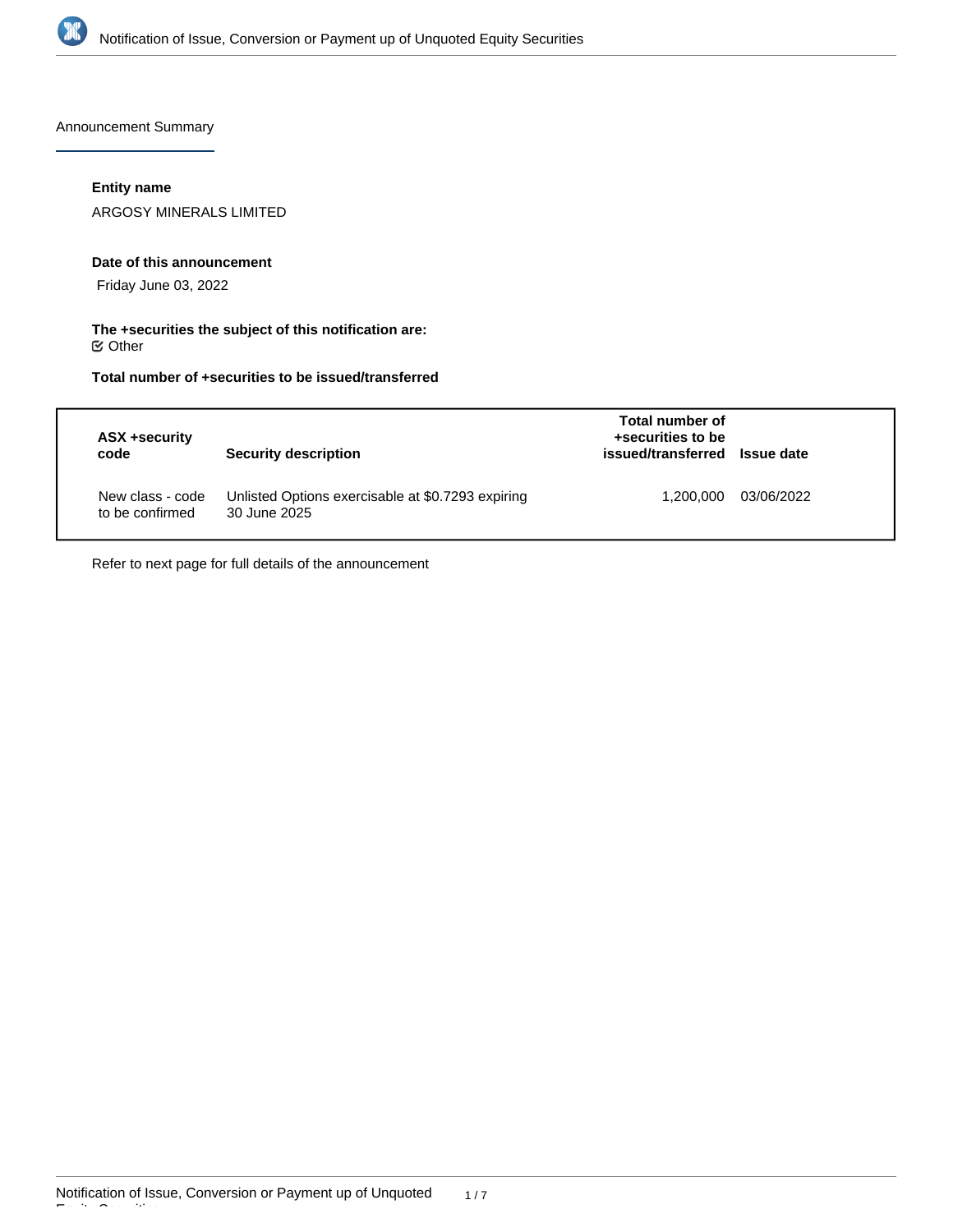Announcement Summary

**Entity name**

ARGOSY MINERALS LIMITED

**Date of this announcement**

Friday June 03, 2022

**The +securities the subject of this notification are:**

☑ Other

**Total number of +securities to be issued/transferred**

| ASX +security code | Security description | Total number of +securities to be issued/transferred | Issue date |
| --- | --- | --- | --- |
| New class - code to be confirmed | Unlisted Options exercisable at $0.7293 expiring 30 June 2025 | 1,200,000 | 03/06/2022 |

Refer to next page for full details of the announcement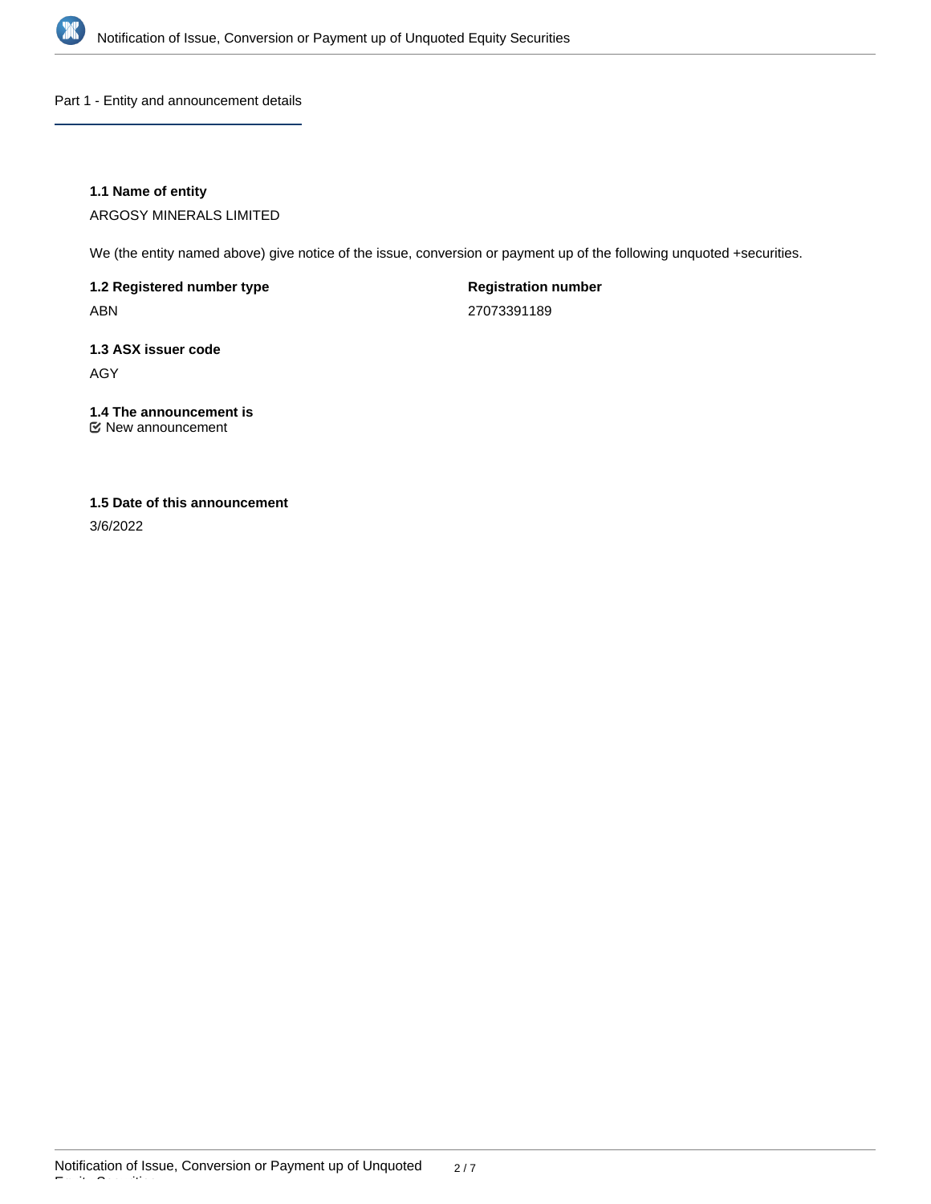## Part 1 - Entity and announcement details

**1.1 Name of entity**

ARGOSY MINERALS LIMITED

We (the entity named above) give notice of the issue, conversion or payment up of the following unquoted +securities.

**1.2 Registered number type**

ABN

**Registration number**

27073391189

**1.3 ASX issuer code**

AGY

**1.4 The announcement is**

New announcement

**1.5 Date of this announcement**

3/6/2022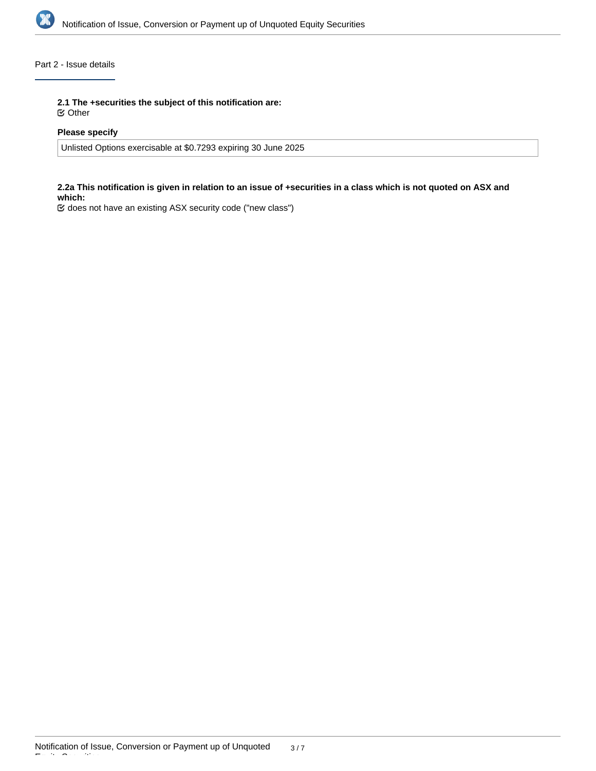## Part 2 - Issue details

**2.1 The +securities the subject of this notification are:**

☑ Other

**Please specify**

Unlisted Options exercisable at $0.7293 expiring 30 June 2025

**2.2a This notification is given in relation to an issue of +securities in a class which is not quoted on ASX and which:**

☑ does not have an existing ASX security code ("new class")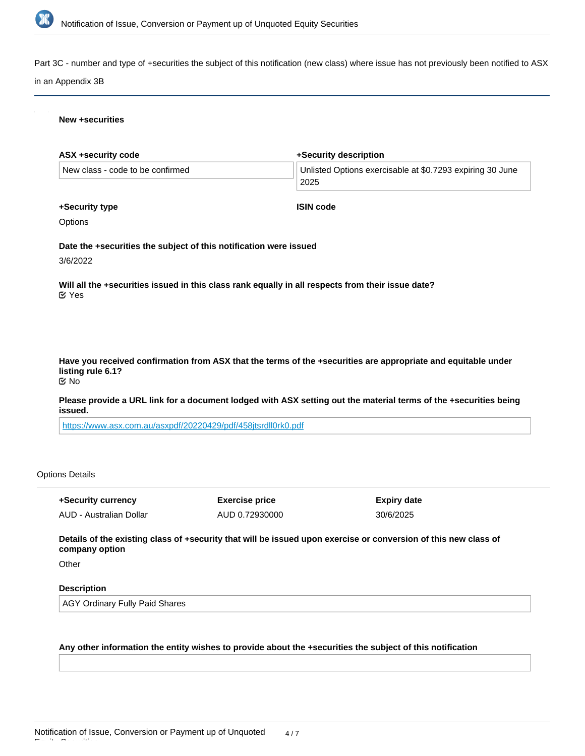Part 3C - number and type of +securities the subject of this notification (new class) where issue has not previously been notified to ASX in an Appendix 3B

**New +securities**

**ASX +security code**

New class - code to be confirmed

**+Security description**

Unlisted Options exercisable at $0.7293 expiring 30 June 2025

**+Security type**

Options

**ISIN code**

**Date the +securities the subject of this notification were issued**

3/6/2022

**Will all the +securities issued in this class rank equally in all respects from their issue date?**

Yes

**Have you received confirmation from ASX that the terms of the +securities are appropriate and equitable under listing rule 6.1?**

No

**Please provide a URL link for a document lodged with ASX setting out the material terms of the +securities being issued.**

https://www.asx.com.au/asxpdf/20220429/pdf/458jtsrdll0rk0.pdf

Options Details

| +Security currency | Exercise price | Expiry date |
| --- | --- | --- |
| AUD - Australian Dollar | AUD 0.72930000 | 30/6/2025 |

**Details of the existing class of +security that will be issued upon exercise or conversion of this new class of company option**

Other

**Description**

AGY Ordinary Fully Paid Shares

**Any other information the entity wishes to provide about the +securities the subject of this notification**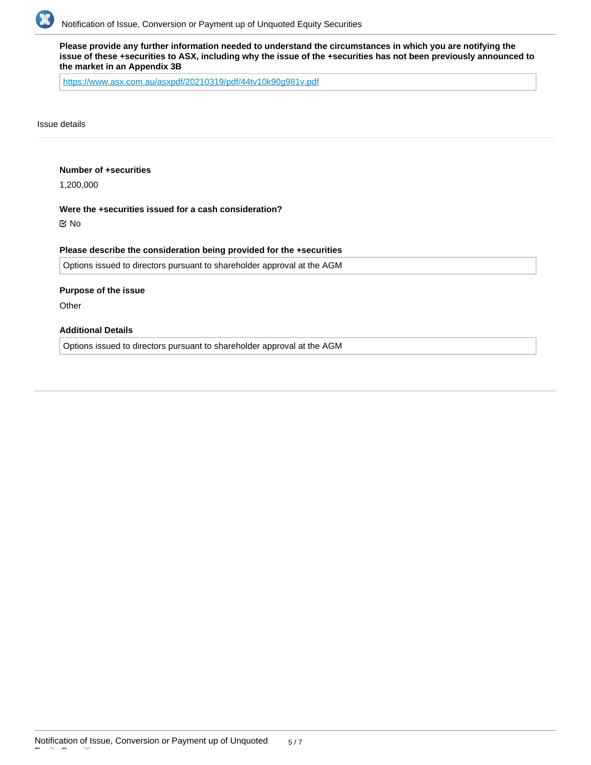**Please provide any further information needed to understand the circumstances in which you are notifying the issue of these +securities to ASX, including why the issue of the +securities has not been previously announced to the market in an Appendix 3B**

https://www.asx.com.au/asxpdf/20210319/pdf/44tv10k90g981v.pdf

## Issue details

**Number of +securities**

1,200,000

**Were the +securities issued for a cash consideration?**

☑ No

**Please describe the consideration being provided for the +securities**

Options issued to directors pursuant to shareholder approval at the AGM

**Purpose of the issue**

Other

**Additional Details**

Options issued to directors pursuant to shareholder approval at the AGM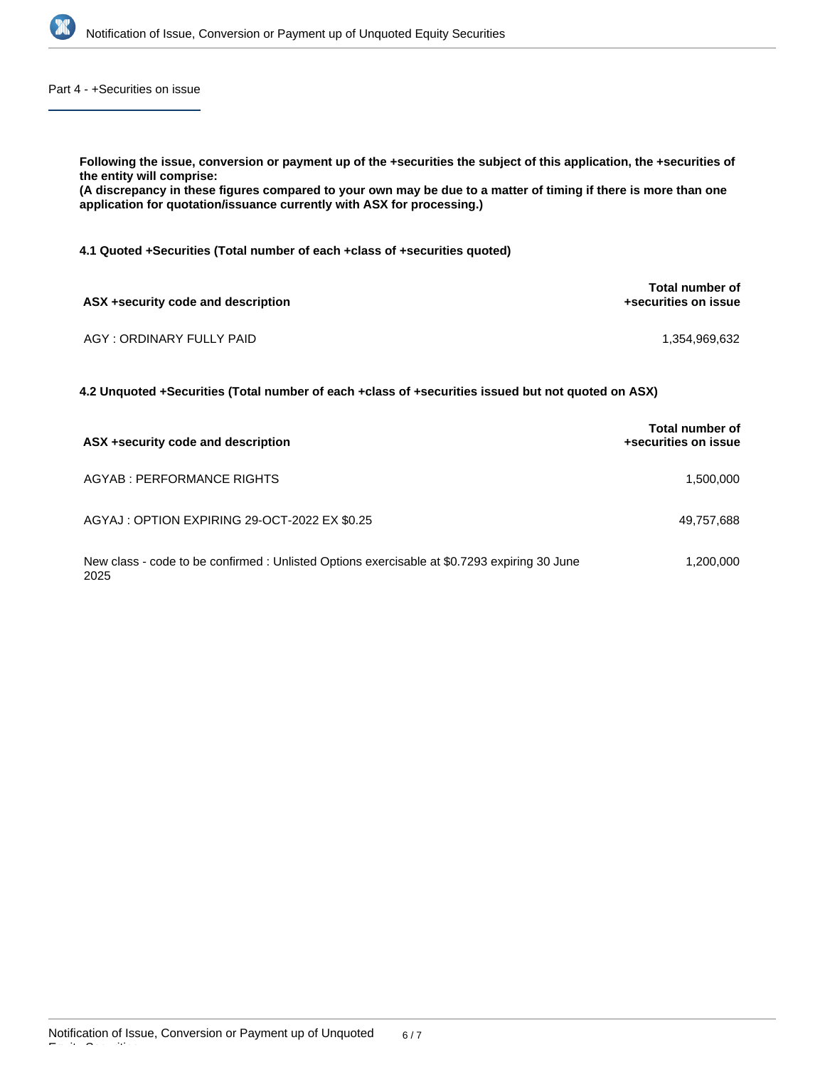## Part 4 - +Securities on issue

**Following the issue, conversion or payment up of the +securities the subject of this application, the +securities of the entity will comprise:**
**(A discrepancy in these figures compared to your own may be due to a matter of timing if there is more than one application for quotation/issuance currently with ASX for processing.)**

**4.1 Quoted +Securities (Total number of each +class of +securities quoted)**

| ASX +security code and description | Total number of +securities on issue |
|---|---|
| AGY : ORDINARY FULLY PAID | 1,354,969,632 |

**4.2 Unquoted +Securities (Total number of each +class of +securities issued but not quoted on ASX)**

| ASX +security code and description | Total number of +securities on issue |
|---|---|
| AGYAB : PERFORMANCE RIGHTS | 1,500,000 |
| AGYAJ : OPTION EXPIRING 29-OCT-2022 EX $0.25 | 49,757,688 |
| New class - code to be confirmed : Unlisted Options exercisable at $0.7293 expiring 30 June 2025 | 1,200,000 |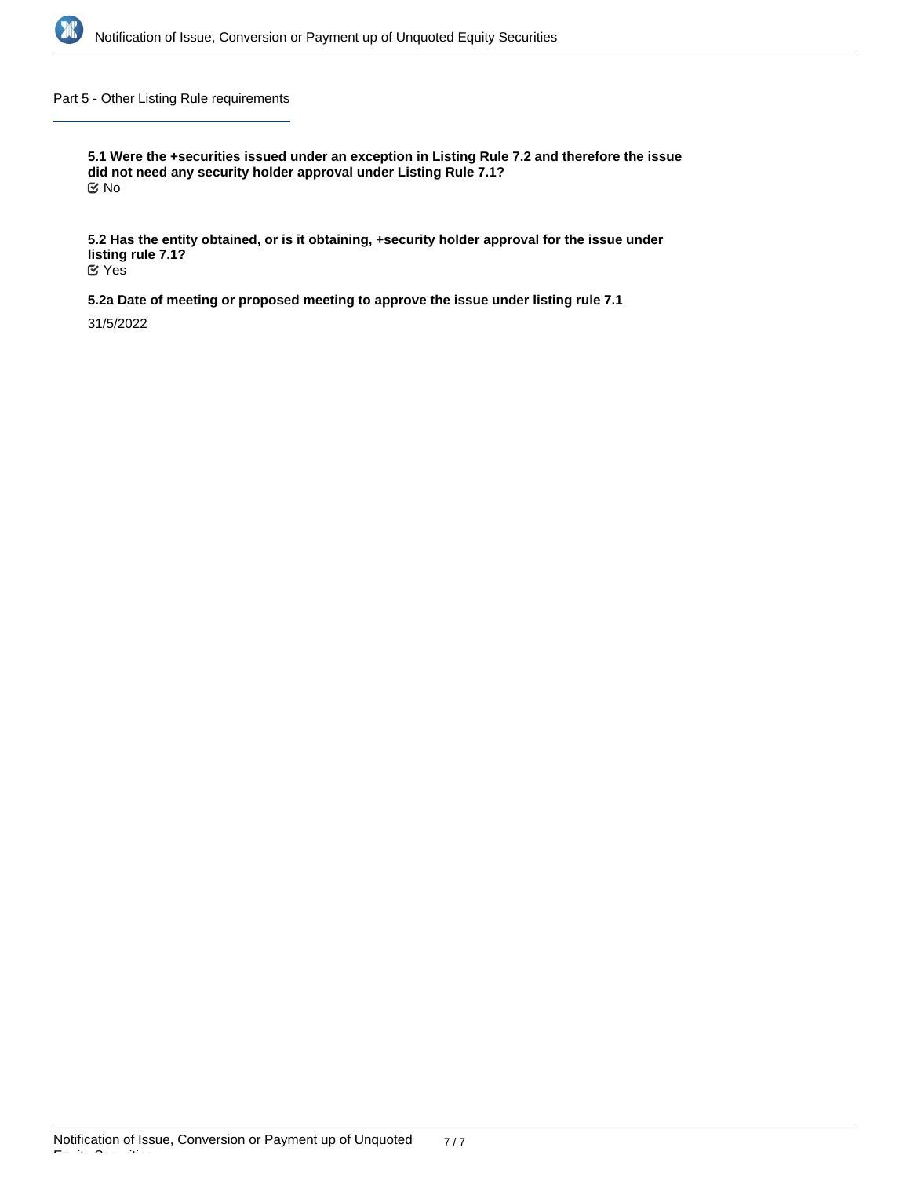## Part 5 - Other Listing Rule requirements

**5.1 Were the +securities issued under an exception in Listing Rule 7.2 and therefore the issue did not need any security holder approval under Listing Rule 7.1?**

No

**5.2 Has the entity obtained, or is it obtaining, +security holder approval for the issue under listing rule 7.1?**

Yes

**5.2a Date of meeting or proposed meeting to approve the issue under listing rule 7.1**

31/5/2022